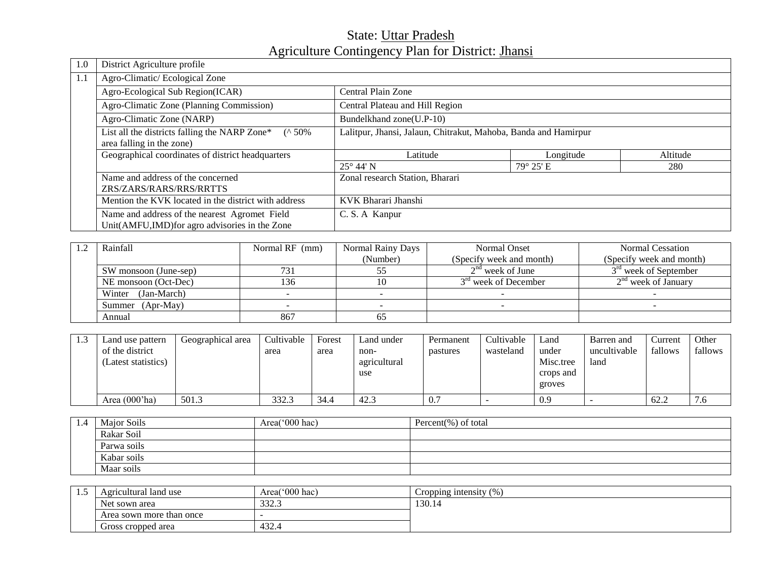# State: Uttar Pradesh

## Agriculture Contingency Plan for District: Jhansi

| 1.0 | District Agriculture profile | | | |
|---|---|---|---|---|
| 1.1 | Agro-Climatic/ Ecological Zone | | | |
| | Agro-Ecological Sub Region(ICAR) | Central Plain Zone | | |
| | Agro-Climatic Zone (Planning Commission) | Central Plateau and Hill Region | | |
| | Agro-Climatic Zone (NARP) | Bundelkhand zone(U.P-10) | | |
| | List all the districts falling the NARP Zone* (^ 50% area falling in the zone) | Lalitpur, Jhansi, Jalaun, Chitrakut, Mahoba, Banda and Hamirpur | | |
| | Geographical coordinates of district headquarters | Latitude | Longitude | Altitude |
| | | 25° 44' N | 79° 25' E | 280 |
| | Name and address of the concerned ZRS/ZARS/RARS/RRS/RRTTS | Zonal research Station, Bharari | | |
| | Mention the KVK located in the district with address | KVK Bharari Jhanshi | | |
| | Name and address of the nearest Agromet Field Unit(AMFU,IMD)for agro advisories in the Zone | C. S. A Kanpur | | |

| 1.2 | Rainfall | Normal RF (mm) | Normal Rainy Days (Number) | Normal Onset (Specify week and month) | Normal Cessation (Specify week and month) |
|---|---|---|---|---|---|
| | SW monsoon (June-sep) | 731 | 55 | 2nd week of June | 3rd week of September |
| | NE monsoon (Oct-Dec) | 136 | 10 | 3rd week of December | 2nd week of January |
| | Winter (Jan-March) | - | - | - | - |
| | Summer (Apr-May) | - | - | - | - |
| | Annual | 867 | 65 | | |

| 1.3 | Land use pattern of the district (Latest statistics) | Geographical area | Cultivable area | Forest area | Land under non-agricultural use | Permanent pastures | Cultivable wasteland | Land under Misc.tree crops and groves | Barren and uncultivable land | Current fallows | Other fallows |
|---|---|---|---|---|---|---|---|---|---|---|---|
| | Area (000'ha) | 501.3 | 332.3 | 34.4 | 42.3 | 0.7 | - | 0.9 | - | 62.2 | 7.6 |

| 1.4 | Major Soils | Area('000 hac) | Percent(%) of total |
|---|---|---|---|
| | Rakar Soil | | |
| | Parwa soils | | |
| | Kabar soils | | |
| | Maar soils | | |

| 1.5 | Agricultural land use | Area('000 hac) | Cropping intensity (%) |
|---|---|---|---|
| | Net sown area | 332.3 | 130.14 |
| | Area sown more than once | - | |
| | Gross cropped area | 432.4 | |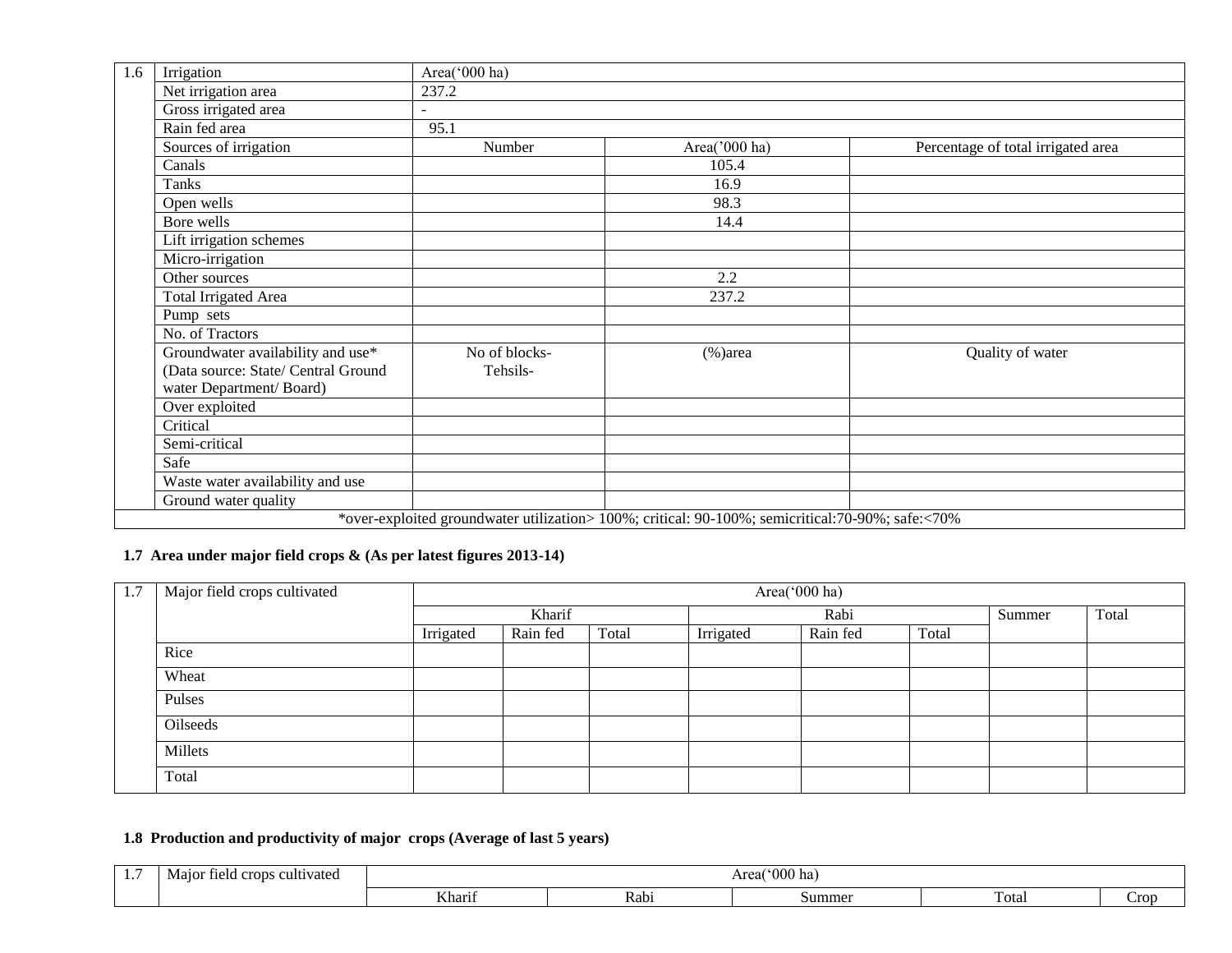| 1.6 | Irrigation | Area('000 ha) | | |
|---|---|---|---|---|
| | Net irrigation area | 237.2 | | |
| | Gross irrigated area | - | | |
| | Rain fed area | 95.1 | | |
| | Sources of irrigation | Number | Area('000 ha) | Percentage of total irrigated area |
| | Canals | | 105.4 | |
| | Tanks | | 16.9 | |
| | Open wells | | 98.3 | |
| | Bore wells | | 14.4 | |
| | Lift irrigation schemes | | | |
| | Micro-irrigation | | | |
| | Other sources | | 2.2 | |
| | Total Irrigated Area | | 237.2 | |
| | Pump sets | | | |
| | No. of Tractors | | | |
| | Groundwater availability and use* (Data source: State/ Central Ground water Department/ Board) | No of blocks-Tehsils- | (%)area | Quality of water |
| | Over exploited | | | |
| | Critical | | | |
| | Semi-critical | | | |
| | Safe | | | |
| | Waste water availability and use | | | |
| | Ground water quality | | | |
| *over-exploited groundwater utilization> 100%; critical: 90-100%; semicritical:70-90%; safe:<70% | | | | |

**1.7 Area under major field crops & (As per latest figures 2013-14)**

| 1.7 | Major field crops cultivated | Area('000 ha) | | | | | | | |
|---|---|---|---|---|---|---|---|---|---|
| | | Kharif | | | Rabi | | | Summer | Total |
| | | Irrigated | Rain fed | Total | Irrigated | Rain fed | Total | | |
| | Rice | | | | | | | | |
| | Wheat | | | | | | | | |
| | Pulses | | | | | | | | |
| | Oilseeds | | | | | | | | |
| | Millets | | | | | | | | |
| | Total | | | | | | | | |

**1.8 Production and productivity of major crops (Average of last 5 years)**

| 1.7 | Major field crops cultivated | Area('000 ha) | | | | |
|---|---|---|---|---|---|---|
| | | Kharif | Rabi | Summer | Total | Crop |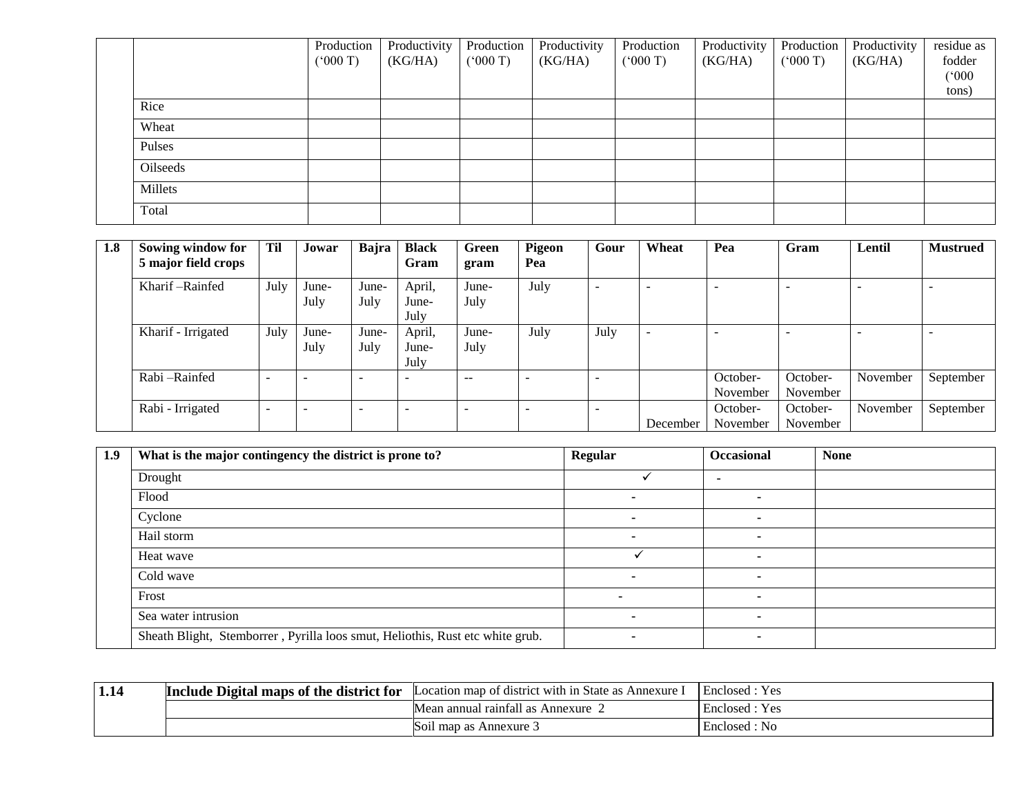| | | Production ('000 T) | Productivity (KG/HA) | Production ('000 T) | Productivity (KG/HA) | Production ('000 T) | Productivity (KG/HA) | Production ('000 T) | Productivity (KG/HA) | residue as fodder ('000 tons) |
|---|---|---|---|---|---|---|---|---|---|---|
| | Rice | | | | | | | | | |
| | Wheat | | | | | | | | | |
| | Pulses | | | | | | | | | |
| | Oilseeds | | | | | | | | | |
| | Millets | | | | | | | | | |
| | Total | | | | | | | | | |

| 1.8 | Sowing window for 5 major field crops | Til | Jowar | Bajra | Black Gram | Green gram | Pigeon Pea | Gour | Wheat | Pea | Gram | Lentil | Mustrued |
|---|---|---|---|---|---|---|---|---|---|---|---|---|---|
| | Kharif –Rainfed | July | June-July | June-July | April, June-July | June-July | July | - | - | - | - | - | - |
| | Kharif - Irrigated | July | June-July | June-July | April, June-July | June-July | July | July | - | - | - | - | - |
| | Rabi –Rainfed | - | - | - | - | -- | - | - | | October-November | October-November | November | September |
| | Rabi - Irrigated | - | - | - | - | - | - | - | December | October-November | October-November | November | September |

| 1.9 | What is the major contingency the district is prone to? | Regular | Occasional | None |
|---|---|---|---|---|
| | Drought | ✓ | - | |
| | Flood | - | - | |
| | Cyclone | - | - | |
| | Hail storm | - | - | |
| | Heat wave | ✓ | - | |
| | Cold wave | - | - | |
| | Frost | - | - | |
| | Sea water intrusion | - | - | |
| | Sheath Blight, Stemborrer , Pyrilla loos smut, Heliothis, Rust etc white grub. | - | - | |

| 1.14 | Include Digital maps of the district for | Location map of district with in State as Annexure I | Enclosed : Yes |
|---|---|---|---|
| | | Mean annual rainfall as Annexure 2 | Enclosed : Yes |
| | | Soil map as Annexure 3 | Enclosed : No |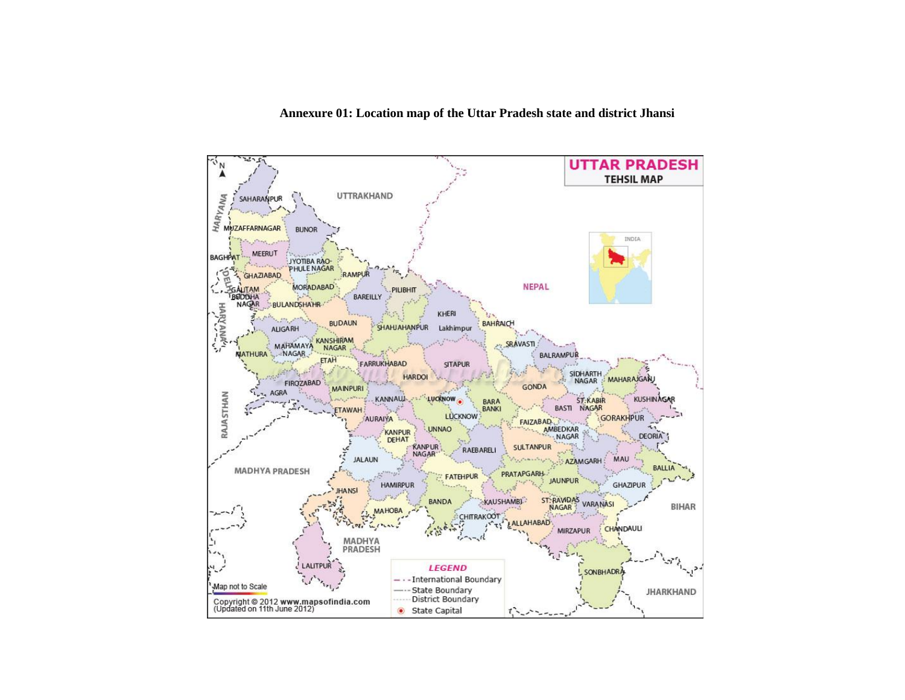**Annexure 01: Location map of the Uttar Pradesh state and district Jhansi**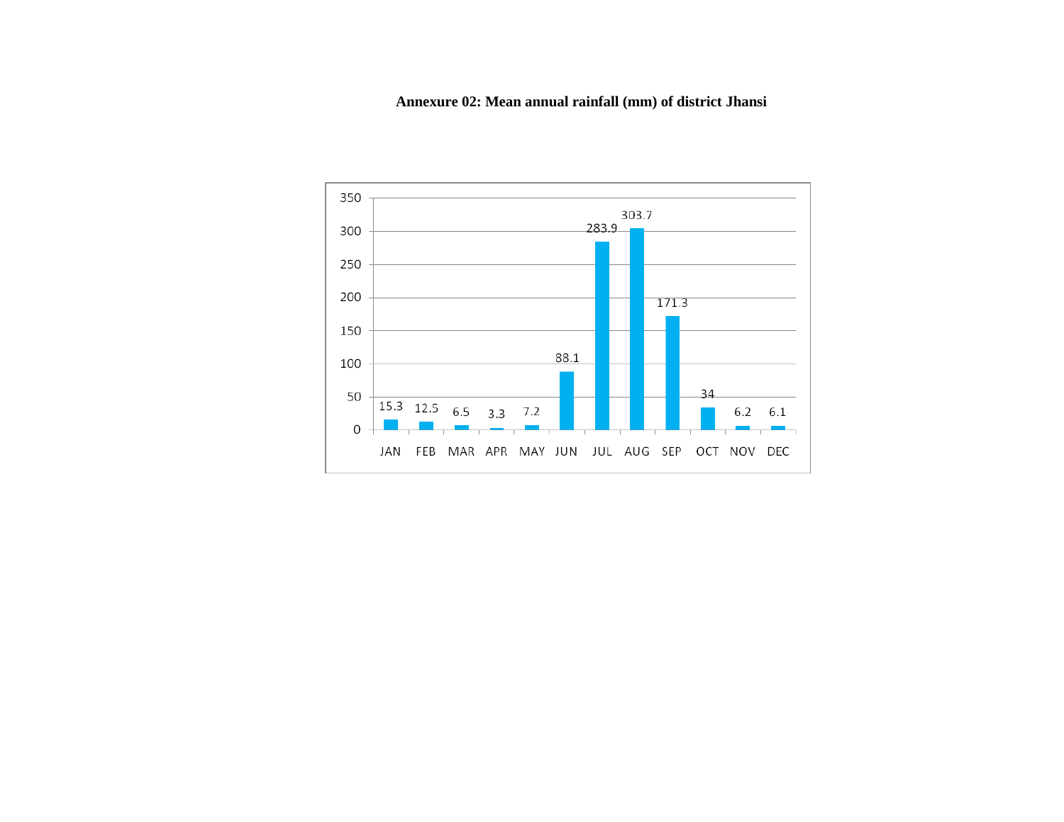**Annexure 02: Mean annual rainfall (mm) of district Jhansi**

| Month | Rainfall (mm) |
|---|---|
| JAN | 15.3 |
| FEB | 12.5 |
| MAR | 6.5 |
| APR | 3.3 |
| MAY | 7.2 |
| JUN | 88.1 |
| JUL | 283.9 |
| AUG | 303.7 |
| SEP | 171.3 |
| OCT | 34 |
| NOV | 6.2 |
| DEC | 6.1 |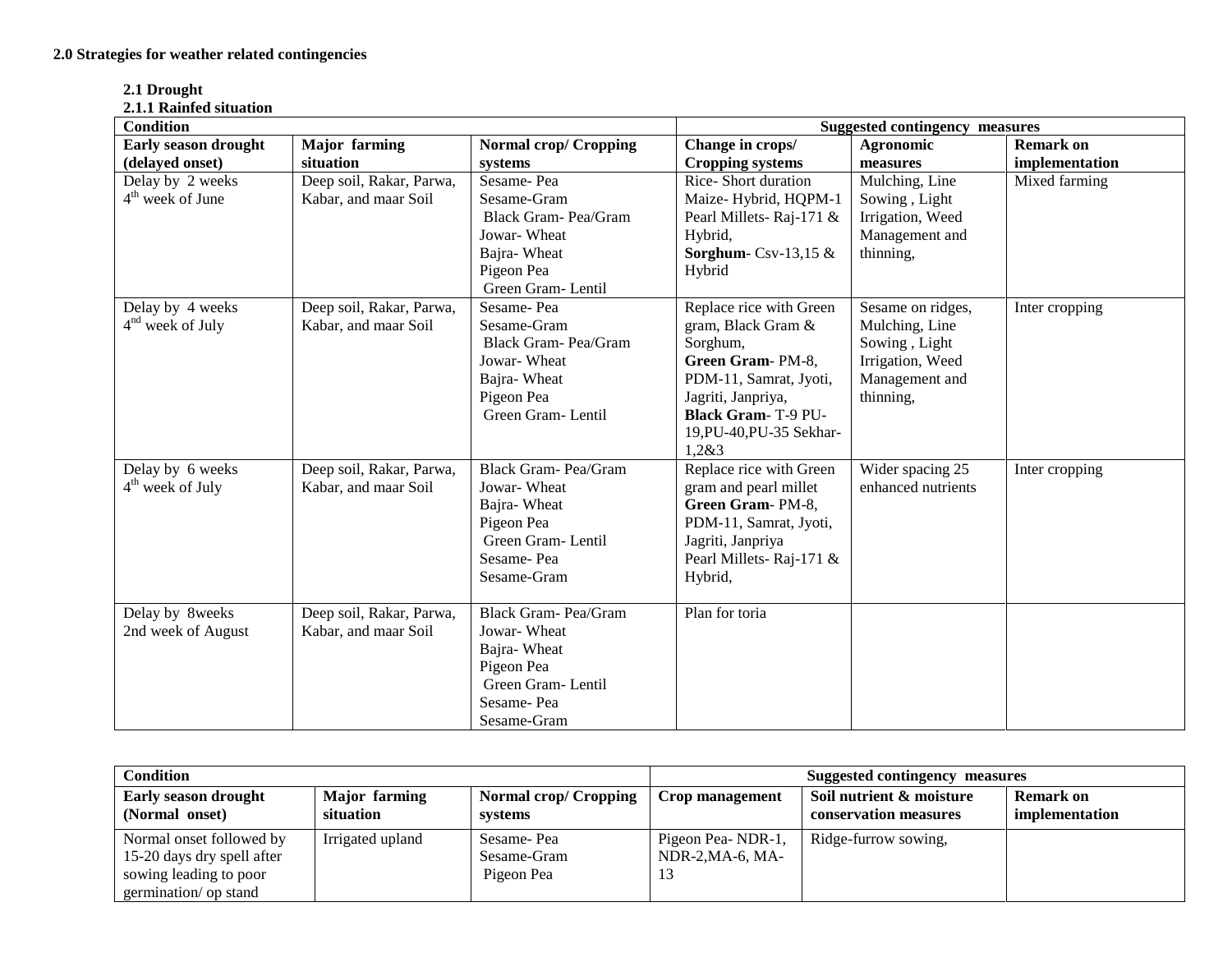**2.0 Strategies for weather related contingencies**

**2.1 Drought**

**2.1.1 Rainfed situation**

| Condition | | | Suggested contingency measures | | |
|---|---|---|---|---|---|
| **Early season drought (delayed onset)** | **Major farming situation** | **Normal crop/ Cropping systems** | **Change in crops/ Cropping systems** | **Agronomic measures** | **Remark on implementation** |
| Delay by 2 weeks<br>4th week of June | Deep soil, Rakar, Parwa, Kabar, and maar Soil | Sesame- Pea<br>Sesame-Gram<br>Black Gram- Pea/Gram<br>Jowar- Wheat<br>Bajra- Wheat<br>Pigeon Pea<br>Green Gram- Lentil | Rice- Short duration<br>Maize- Hybrid, HQPM-1<br>Pearl Millets- Raj-171 & Hybrid,<br>**Sorghum**- Csv-13,15 & Hybrid | Mulching, Line Sowing , Light Irrigation, Weed Management and thinning, | Mixed farming |
| Delay by 4 weeks<br>4nd week of July | Deep soil, Rakar, Parwa, Kabar, and maar Soil | Sesame- Pea<br>Sesame-Gram<br>Black Gram- Pea/Gram<br>Jowar- Wheat<br>Bajra- Wheat<br>Pigeon Pea<br>Green Gram- Lentil | Replace rice with Green gram, Black Gram & Sorghum,<br>**Green Gram**- PM-8, PDM-11, Samrat, Jyoti, Jagriti, Janpriya,<br>**Black Gram**- T-9 PU-19,PU-40,PU-35 Sekhar-1,2&3 | Sesame on ridges, Mulching, Line Sowing , Light Irrigation, Weed Management and thinning, | Inter cropping |
| Delay by 6 weeks<br>4th week of July | Deep soil, Rakar, Parwa, Kabar, and maar Soil | Black Gram- Pea/Gram<br>Jowar- Wheat<br>Bajra- Wheat<br>Pigeon Pea<br>Green Gram- Lentil<br>Sesame- Pea<br>Sesame-Gram | Replace rice with Green gram and pearl millet<br>**Green Gram**- PM-8, PDM-11, Samrat, Jyoti, Jagriti, Janpriya<br>Pearl Millets- Raj-171 & Hybrid, | Wider spacing 25 enhanced nutrients | Inter cropping |
| Delay by 8weeks<br>2nd week of August | Deep soil, Rakar, Parwa, Kabar, and maar Soil | Black Gram- Pea/Gram<br>Jowar- Wheat<br>Bajra- Wheat<br>Pigeon Pea<br>Green Gram- Lentil<br>Sesame- Pea<br>Sesame-Gram | Plan for toria | | |

| Condition | | | Suggested contingency measures | | |
|---|---|---|---|---|---|
| **Early season drought (Normal onset)** | **Major farming situation** | **Normal crop/ Cropping systems** | **Crop management** | **Soil nutrient & moisture conservation measures** | **Remark on implementation** |
| Normal onset followed by 15-20 days dry spell after sowing leading to poor germination/ op stand | Irrigated upland | Sesame- Pea<br>Sesame-Gram<br>Pigeon Pea | Pigeon Pea- NDR-1, NDR-2,MA-6, MA-13 | Ridge-furrow sowing, | |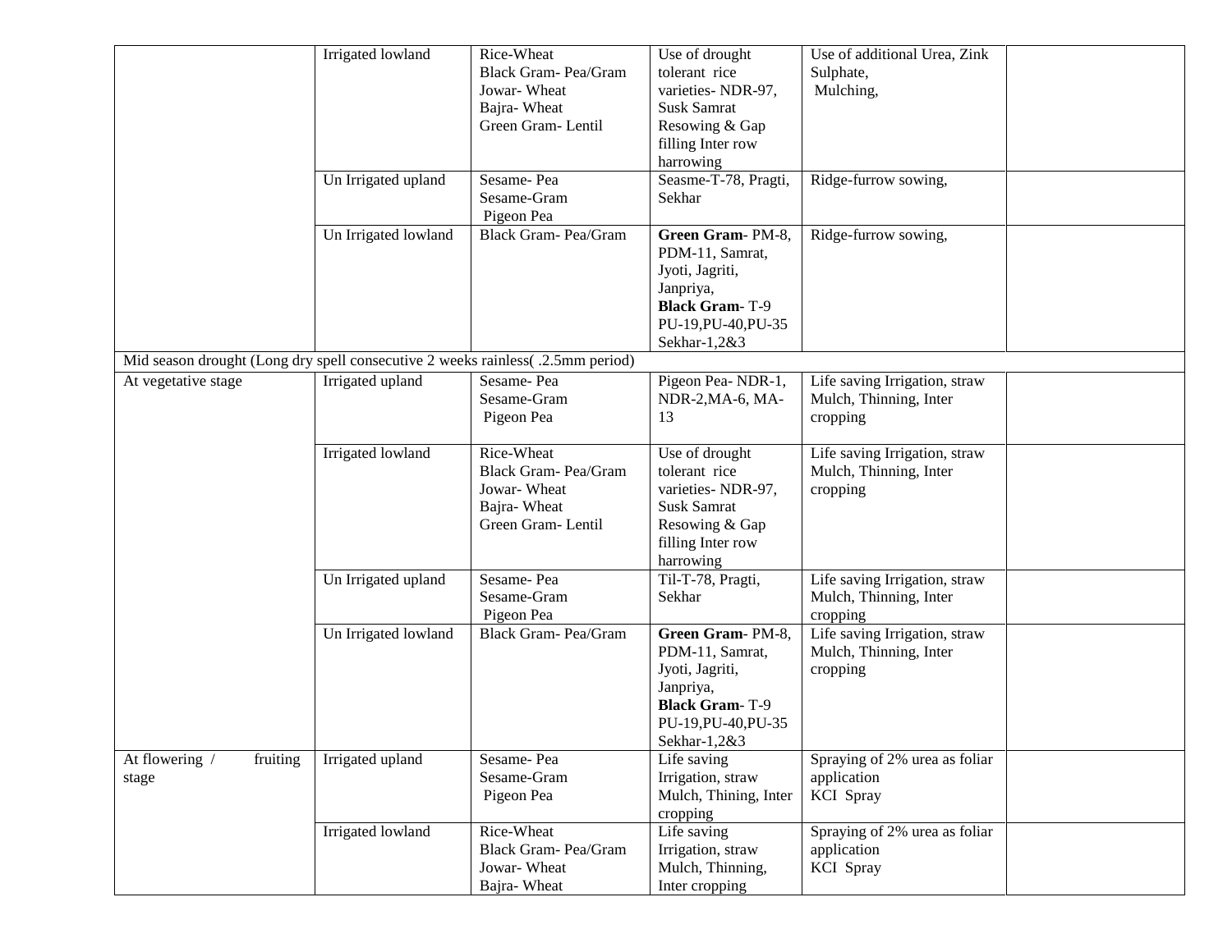| | | | | | |
|---|---|---|---|---|---|
| | Irrigated lowland | Rice-Wheat<br>Black Gram- Pea/Gram<br>Jowar- Wheat<br>Bajra- Wheat<br>Green Gram- Lentil | Use of drought tolerant rice varieties- NDR-97, Susk Samrat Resowing & Gap filling Inter row harrowing | Use of additional Urea, Zink Sulphate,<br>Mulching, | |
| | Un Irrigated upland | Sesame- Pea<br>Sesame-Gram<br>Pigeon Pea | Seasme-T-78, Pragti, Sekhar | Ridge-furrow sowing, | |
| | Un Irrigated lowland | Black Gram- Pea/Gram | **Green Gram**- PM-8, PDM-11, Samrat, Jyoti, Jagriti, Janpriya,<br>**Black Gram**- T-9 PU-19,PU-40,PU-35 Sekhar-1,2&3 | Ridge-furrow sowing, | |
| Mid season drought (Long dry spell consecutive 2 weeks rainless( .2.5mm period) | | | | | |
| At vegetative stage | Irrigated upland | Sesame- Pea<br>Sesame-Gram<br>Pigeon Pea | Pigeon Pea- NDR-1, NDR-2,MA-6, MA-13 | Life saving Irrigation, straw Mulch, Thinning, Inter cropping | |
| | Irrigated lowland | Rice-Wheat<br>Black Gram- Pea/Gram<br>Jowar- Wheat<br>Bajra- Wheat<br>Green Gram- Lentil | Use of drought tolerant rice varieties- NDR-97, Susk Samrat Resowing & Gap filling Inter row harrowing | Life saving Irrigation, straw Mulch, Thinning, Inter cropping | |
| | Un Irrigated upland | Sesame- Pea<br>Sesame-Gram<br>Pigeon Pea | Til-T-78, Pragti, Sekhar | Life saving Irrigation, straw Mulch, Thinning, Inter cropping | |
| | Un Irrigated lowland | Black Gram- Pea/Gram | **Green Gram**- PM-8, PDM-11, Samrat, Jyoti, Jagriti, Janpriya,<br>**Black Gram**- T-9 PU-19,PU-40,PU-35 Sekhar-1,2&3 | Life saving Irrigation, straw Mulch, Thinning, Inter cropping | |
| At flowering / fruiting stage | Irrigated upland | Sesame- Pea<br>Sesame-Gram<br>Pigeon Pea | Life saving Irrigation, straw Mulch, Thining, Inter cropping | Spraying of 2% urea as foliar application<br>KCI Spray | |
| | Irrigated lowland | Rice-Wheat<br>Black Gram- Pea/Gram<br>Jowar- Wheat<br>Bajra- Wheat | Life saving Irrigation, straw Mulch, Thinning, Inter cropping | Spraying of 2% urea as foliar application<br>KCI Spray | |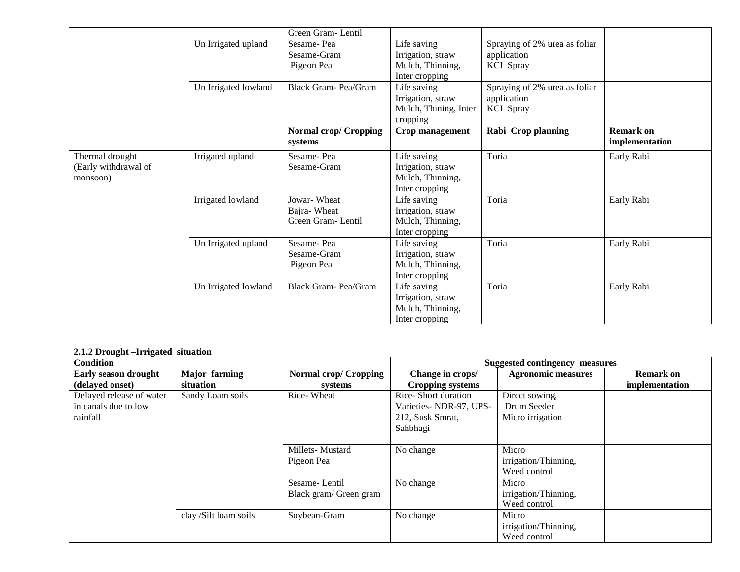| | | Green Gram- Lentil | | | |
|---|---|---|---|---|---|
| | Un Irrigated upland | Sesame- Pea<br>Sesame-Gram<br>Pigeon Pea | Life saving Irrigation, straw Mulch, Thinning, Inter cropping | Spraying of 2% urea as foliar application<br>KCl Spray | |
| | Un Irrigated lowland | Black Gram- Pea/Gram | Life saving Irrigation, straw Mulch, Thining, Inter cropping | Spraying of 2% urea as foliar application<br>KCl Spray | |
| | | **Normal crop/ Cropping systems** | **Crop management** | **Rabi Crop planning** | **Remark on implementation** |
| Thermal drought (Early withdrawal of monsoon) | Irrigated upland | Sesame- Pea<br>Sesame-Gram | Life saving Irrigation, straw Mulch, Thinning, Inter cropping | Toria | Early Rabi |
| | Irrigated lowland | Jowar- Wheat<br>Bajra- Wheat<br>Green Gram- Lentil | Life saving Irrigation, straw Mulch, Thinning, Inter cropping | Toria | Early Rabi |
| | Un Irrigated upland | Sesame- Pea<br>Sesame-Gram<br>Pigeon Pea | Life saving Irrigation, straw Mulch, Thinning, Inter cropping | Toria | Early Rabi |
| | Un Irrigated lowland | Black Gram- Pea/Gram | Life saving Irrigation, straw Mulch, Thinning, Inter cropping | Toria | Early Rabi |

**2.1.2 Drought –Irrigated situation**

| **Condition** | | | **Suggested contingency measures** | | |
|---|---|---|---|---|---|
| **Early season drought (delayed onset)** | **Major farming situation** | **Normal crop/ Cropping systems** | **Change in crops/ Cropping systems** | **Agronomic measures** | **Remark on implementation** |
| Delayed release of water in canals due to low rainfall | Sandy Loam soils | Rice- Wheat | Rice- Short duration Varieties- NDR-97, UPS-212, Susk Smrat, Sahbhagi | Direct sowing,<br>Drum Seeder<br>Micro irrigation | |
| | | Millets- Mustard<br>Pigeon Pea | No change | Micro irrigation/Thinning, Weed control | |
| | | Sesame- Lentil<br>Black gram/ Green gram | No change | Micro irrigation/Thinning, Weed control | |
| | clay /Silt loam soils | Soybean-Gram | No change | Micro irrigation/Thinning, Weed control | |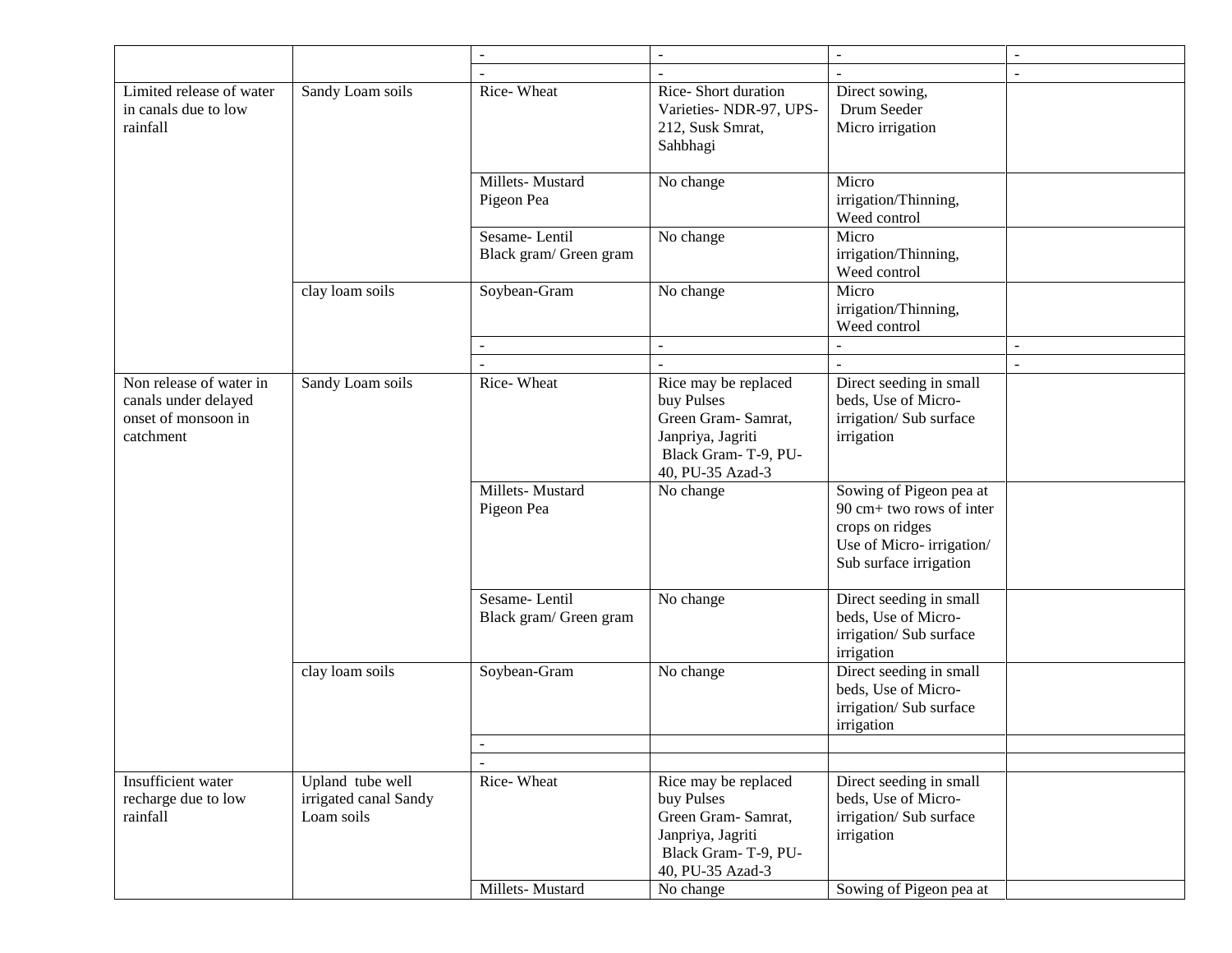| | | | | | |
|---|---|---|---|---|---|
| | | - | - | - | - |
| | | - | - | - | - |
| Limited release of water in canals due to low rainfall | Sandy Loam soils | Rice- Wheat | Rice- Short duration Varieties- NDR-97, UPS-212, Susk Smrat, Sahbhagi | Direct sowing, Drum Seeder Micro irrigation | |
| | | Millets- Mustard Pigeon Pea | No change | Micro irrigation/Thinning, Weed control | |
| | | Sesame- Lentil Black gram/ Green gram | No change | Micro irrigation/Thinning, Weed control | |
| | clay loam soils | Soybean-Gram | No change | Micro irrigation/Thinning, Weed control | |
| | | - | - | - | - |
| | | - | - | - | - |
| Non release of water in canals under delayed onset of monsoon in catchment | Sandy Loam soils | Rice- Wheat | Rice may be replaced buy Pulses Green Gram- Samrat, Janpriya, Jagriti Black Gram- T-9, PU-40, PU-35 Azad-3 | Direct seeding in small beds, Use of Micro-irrigation/ Sub surface irrigation | |
| | | Millets- Mustard Pigeon Pea | No change | Sowing of Pigeon pea at 90 cm+ two rows of inter crops on ridges Use of Micro- irrigation/ Sub surface irrigation | |
| | | Sesame- Lentil Black gram/ Green gram | No change | Direct seeding in small beds, Use of Micro-irrigation/ Sub surface irrigation | |
| | clay loam soils | Soybean-Gram | No change | Direct seeding in small beds, Use of Micro-irrigation/ Sub surface irrigation | |
| | | - | | | |
| | | - | | | |
| Insufficient water recharge due to low rainfall | Upland tube well irrigated canal Sandy Loam soils | Rice- Wheat | Rice may be replaced buy Pulses Green Gram- Samrat, Janpriya, Jagriti Black Gram- T-9, PU-40, PU-35 Azad-3 | Direct seeding in small beds, Use of Micro-irrigation/ Sub surface irrigation | |
| | | Millets- Mustard | No change | Sowing of Pigeon pea at | |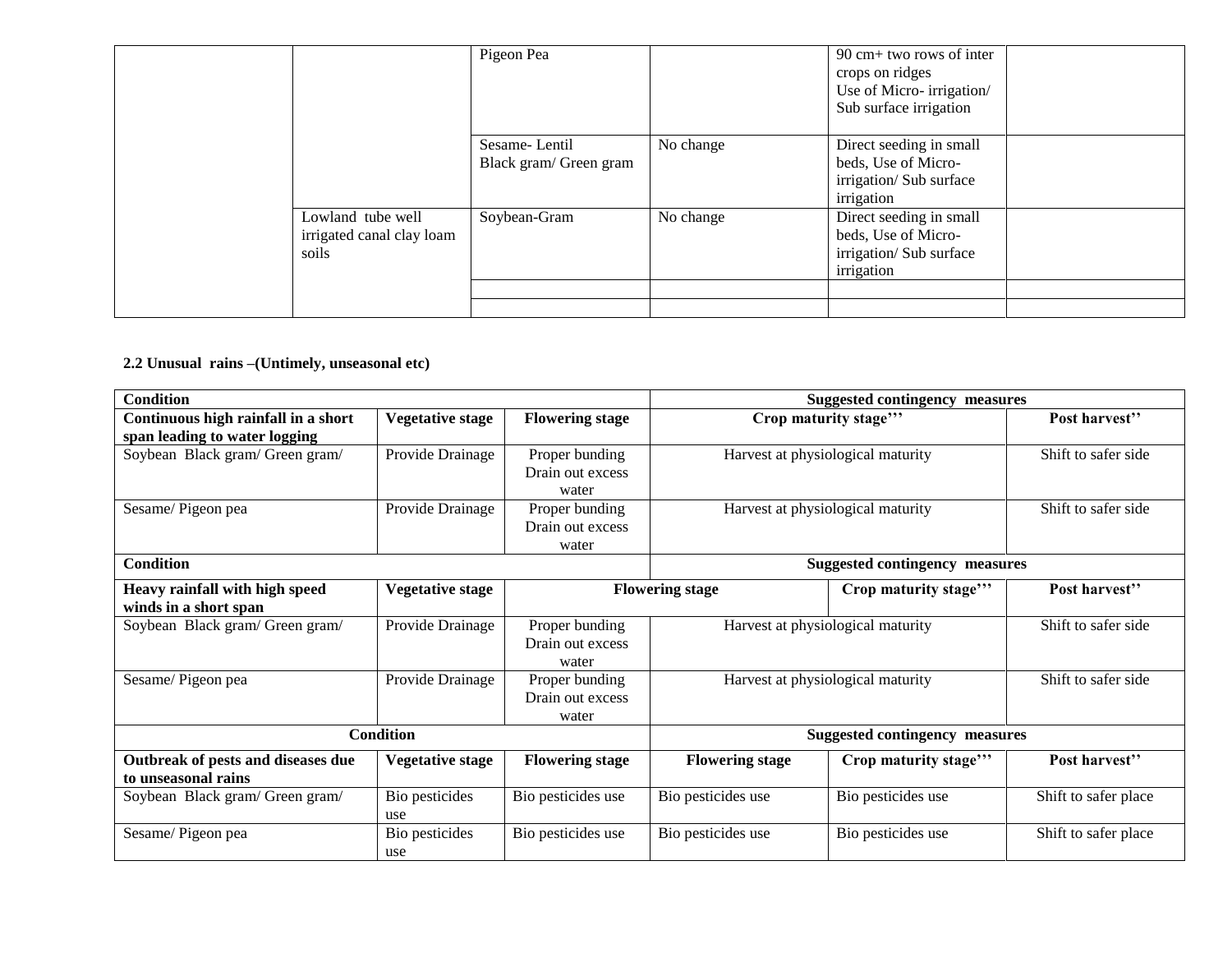| | | Pigeon Pea | | 90 cm+ two rows of inter crops on ridges<br>Use of Micro- irrigation/ Sub surface irrigation | |
|---|---|---|---|---|---|
| | | Sesame- Lentil<br>Black gram/ Green gram | No change | Direct seeding in small beds, Use of Micro-irrigation/ Sub surface irrigation | |
| | Lowland tube well irrigated canal clay loam soils | Soybean-Gram | No change | Direct seeding in small beds, Use of Micro-irrigation/ Sub surface irrigation | |
| | | | | | |
| | | | | | |

**2.2 Unusual rains –(Untimely, unseasonal etc)**

| **Condition** | | | **Suggested contingency measures** | | |
|---|---|---|---|---|---|
| **Continuous high rainfall in a short span leading to water logging** | **Vegetative stage** | **Flowering stage** | **Crop maturity stage'''** | | **Post harvest''** |
| Soybean Black gram/ Green gram/ | Provide Drainage | Proper bunding Drain out excess water | Harvest at physiological maturity | | Shift to safer side |
| Sesame/ Pigeon pea | Provide Drainage | Proper bunding Drain out excess water | Harvest at physiological maturity | | Shift to safer side |
| **Condition** | | | **Suggested contingency measures** | | |
| **Heavy rainfall with high speed winds in a short span** | **Vegetative stage** | **Flowering stage** | | **Crop maturity stage'''** | **Post harvest''** |
| Soybean Black gram/ Green gram/ | Provide Drainage | Proper bunding Drain out excess water | Harvest at physiological maturity | | Shift to safer side |
| Sesame/ Pigeon pea | Provide Drainage | Proper bunding Drain out excess water | Harvest at physiological maturity | | Shift to safer side |
| **Condition** | | | **Suggested contingency measures** | | |
| **Outbreak of pests and diseases due to unseasonal rains** | **Vegetative stage** | **Flowering stage** | **Flowering stage** | **Crop maturity stage'''** | **Post harvest''** |
| Soybean Black gram/ Green gram/ | Bio pesticides use | Bio pesticides use | Bio pesticides use | Bio pesticides use | Shift to safer place |
| Sesame/ Pigeon pea | Bio pesticides use | Bio pesticides use | Bio pesticides use | Bio pesticides use | Shift to safer place |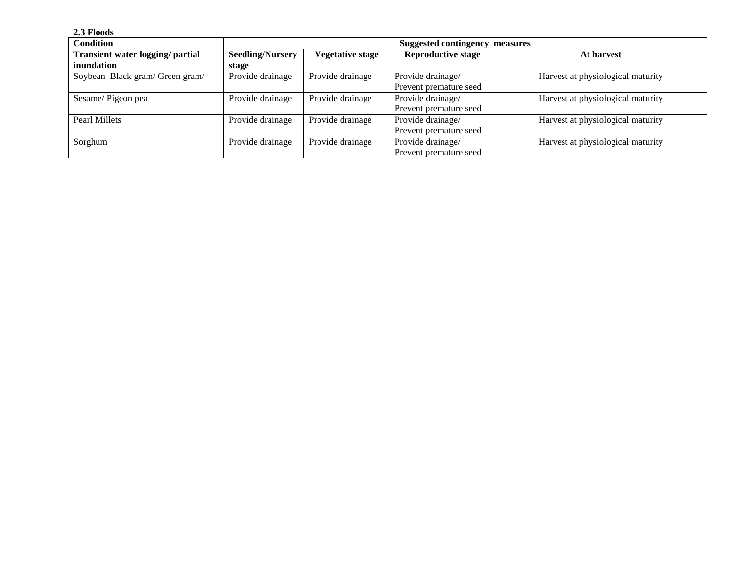**2.3 Floods**

| Condition | Suggested contingency measures | | | |
|---|---|---|---|---|
| **Transient water logging/ partial inundation** | **Seedling/Nursery stage** | **Vegetative stage** | **Reproductive stage** | **At harvest** |
| Soybean Black gram/ Green gram/ | Provide drainage | Provide drainage | Provide drainage/ Prevent premature seed | Harvest at physiological maturity |
| Sesame/ Pigeon pea | Provide drainage | Provide drainage | Provide drainage/ Prevent premature seed | Harvest at physiological maturity |
| Pearl Millets | Provide drainage | Provide drainage | Provide drainage/ Prevent premature seed | Harvest at physiological maturity |
| Sorghum | Provide drainage | Provide drainage | Provide drainage/ Prevent premature seed | Harvest at physiological maturity |